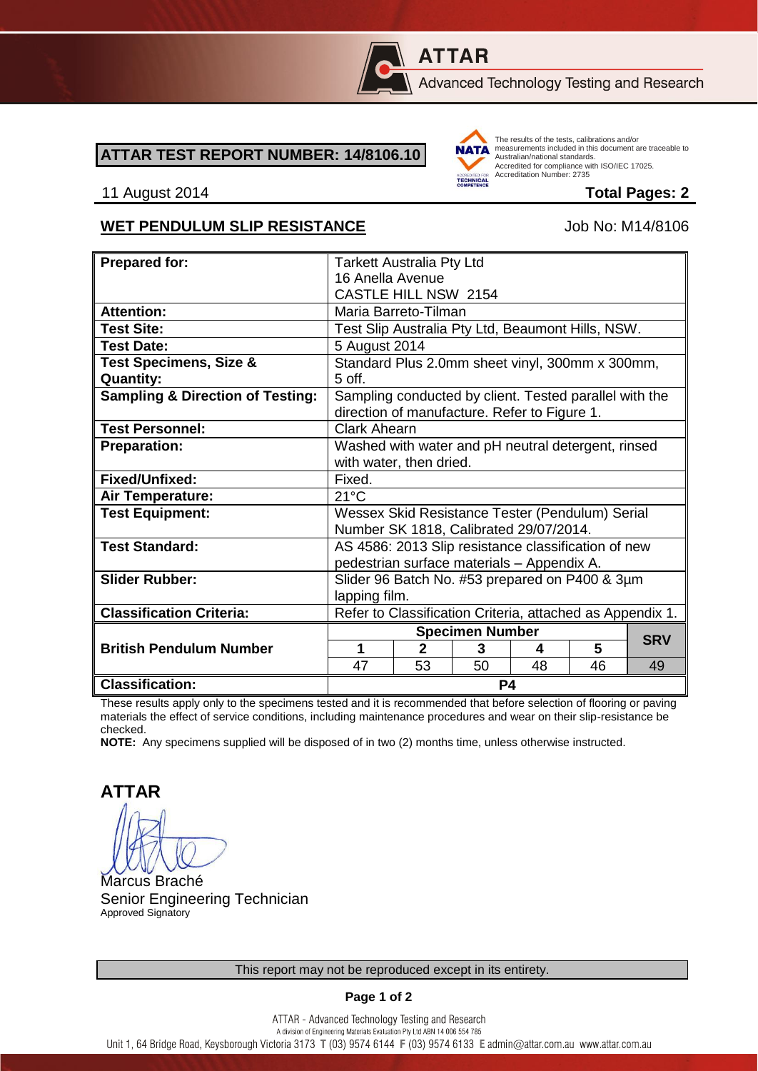**ATTAR**
Advanced Technology Testing and Research

## ATTAR TEST REPORT NUMBER: 14/8106.10

The results of the tests, calibrations and/or measurements included in this document are traceable to Australian/national standards.
Accredited for compliance with ISO/IEC 17025.
Accreditation Number: 2735

11 August 2014 **Total Pages: 2**

### WET PENDULUM SLIP RESISTANCE

Job No: M14/8106

| **Prepared for:** | Tarkett Australia Pty Ltd<br>16 Anella Avenue<br>CASTLE HILL NSW 2154 | | | | |
|---|---|---|---|---|---|
| **Attention:** | Maria Barreto-Tilman | | | | |
| **Test Site:** | Test Slip Australia Pty Ltd, Beaumont Hills, NSW. | | | | |
| **Test Date:** | 5 August 2014 | | | | |
| **Test Specimens, Size & Quantity:** | Standard Plus 2.0mm sheet vinyl, 300mm x 300mm, 5 off. | | | | |
| **Sampling & Direction of Testing:** | Sampling conducted by client. Tested parallel with the direction of manufacture. Refer to Figure 1. | | | | |
| **Test Personnel:** | Clark Ahearn | | | | |
| **Preparation:** | Washed with water and pH neutral detergent, rinsed with water, then dried. | | | | |
| **Fixed/Unfixed:** | Fixed. | | | | |
| **Air Temperature:** | 21°C | | | | |
| **Test Equipment:** | Wessex Skid Resistance Tester (Pendulum) Serial Number SK 1818, Calibrated 29/07/2014. | | | | |
| **Test Standard:** | AS 4586: 2013 Slip resistance classification of new pedestrian surface materials – Appendix A. | | | | |
| **Slider Rubber:** | Slider 96 Batch No. #53 prepared on P400 & 3µm lapping film. | | | | |
| **Classification Criteria:** | Refer to Classification Criteria, attached as Appendix 1. | | | | |

| **British Pendulum Number** | **Specimen Number** | | | | | **SRV** |
|---|---|---|---|---|---|---|
| | **1** | **2** | **3** | **4** | **5** | |
| | 47 | 53 | 50 | 48 | 46 | 49 |
| **Classification:** | **P4** | | | | | |

These results apply only to the specimens tested and it is recommended that before selection of flooring or paving materials the effect of service conditions, including maintenance procedures and wear on their slip-resistance be checked.

**NOTE:** Any specimens supplied will be disposed of in two (2) months time, unless otherwise instructed.

**ATTAR**

Marcus Braché
Senior Engineering Technician
Approved Signatory

This report may not be reproduced except in its entirety.

ATTAR - Advanced Technology Testing and Research
A division of Engineering Materials Evaluation Pty Ltd ABN 14 006 554 785
Unit 1, 64 Bridge Road, Keysborough Victoria 3173 T (03) 9574 6144 F (03) 9574 6133 E admin@attar.com.au www.attar.com.au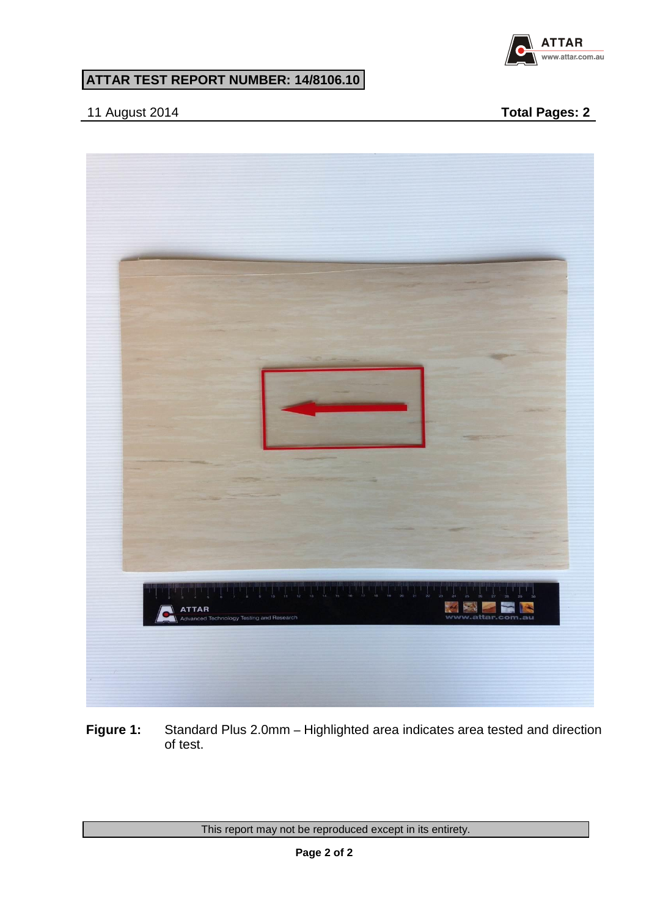**ATTAR TEST REPORT NUMBER: 14/8106.10**

11 August 2014 **Total Pages: 2**

**Figure 1:** Standard Plus 2.0mm – Highlighted area indicates area tested and direction of test.

This report may not be reproduced except in its entirety.